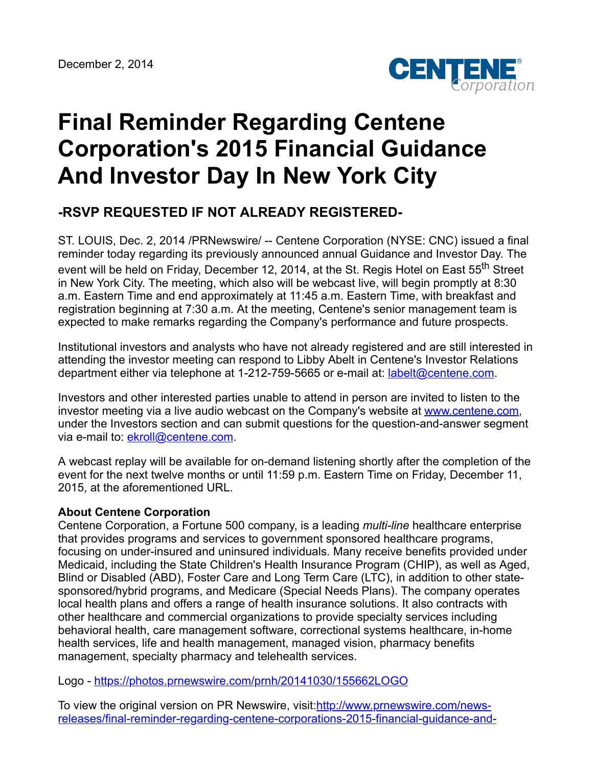December 2, 2014

# Final Reminder Regarding Centene Corporation's 2015 Financial Guidance And Investor Day In New York City

## -RSVP REQUESTED IF NOT ALREADY REGISTERED-

ST. LOUIS, Dec. 2, 2014 /PRNewswire/ -- Centene Corporation (NYSE: CNC) issued a final reminder today regarding its previously announced annual Guidance and Investor Day. The event will be held on Friday, December 12, 2014, at the St. Regis Hotel on East 55th Street in New York City. The meeting, which also will be webcast live, will begin promptly at 8:30 a.m. Eastern Time and end approximately at 11:45 a.m. Eastern Time, with breakfast and registration beginning at 7:30 a.m. At the meeting, Centene's senior management team is expected to make remarks regarding the Company's performance and future prospects.

Institutional investors and analysts who have not already registered and are still interested in attending the investor meeting can respond to Libby Abelt in Centene's Investor Relations department either via telephone at 1-212-759-5665 or e-mail at: labelt@centene.com.

Investors and other interested parties unable to attend in person are invited to listen to the investor meeting via a live audio webcast on the Company's website at www.centene.com, under the Investors section and can submit questions for the question-and-answer segment via e-mail to: ekroll@centene.com.

A webcast replay will be available for on-demand listening shortly after the completion of the event for the next twelve months or until 11:59 p.m. Eastern Time on Friday, December 11, 2015, at the aforementioned URL.

**About Centene Corporation**

Centene Corporation, a Fortune 500 company, is a leading *multi-line* healthcare enterprise that provides programs and services to government sponsored healthcare programs, focusing on under-insured and uninsured individuals. Many receive benefits provided under Medicaid, including the State Children's Health Insurance Program (CHIP), as well as Aged, Blind or Disabled (ABD), Foster Care and Long Term Care (LTC), in addition to other state-sponsored/hybrid programs, and Medicare (Special Needs Plans). The company operates local health plans and offers a range of health insurance solutions. It also contracts with other healthcare and commercial organizations to provide specialty services including behavioral health, care management software, correctional systems healthcare, in-home health services, life and health management, managed vision, pharmacy benefits management, specialty pharmacy and telehealth services.

Logo - https://photos.prnewswire.com/prnh/20141030/155662LOGO

To view the original version on PR Newswire, visit:http://www.prnewswire.com/news-releases/final-reminder-regarding-centene-corporations-2015-financial-guidance-and-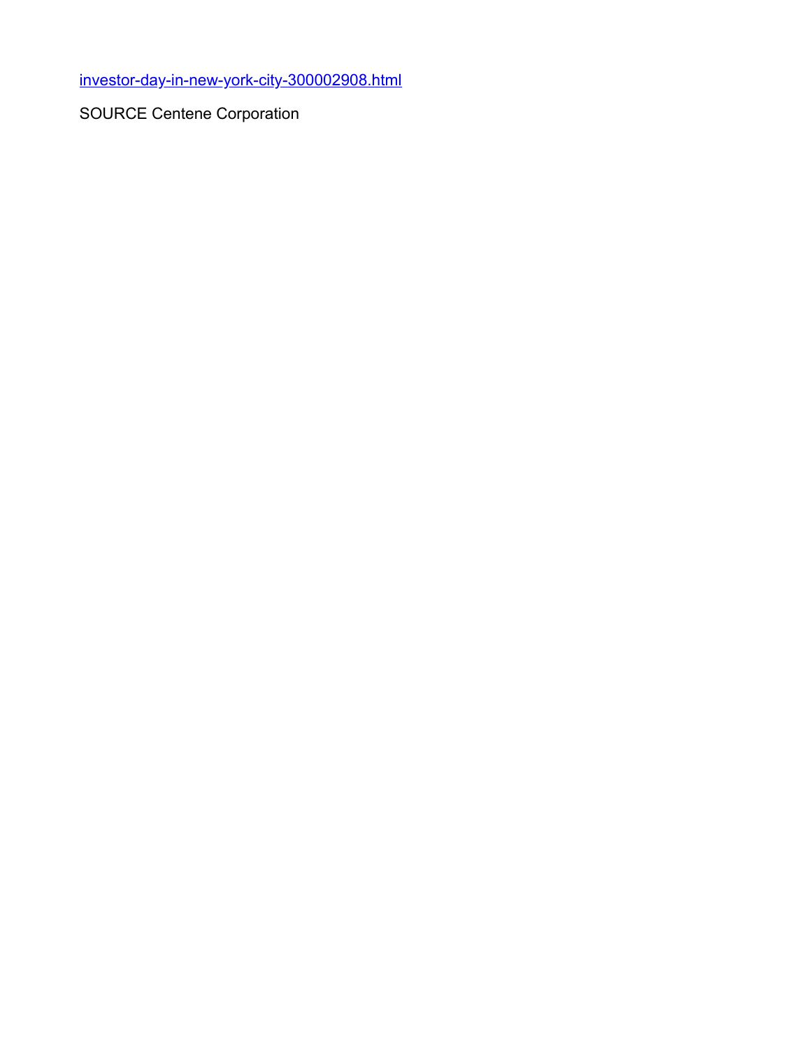investor-day-in-new-york-city-300002908.html

SOURCE Centene Corporation